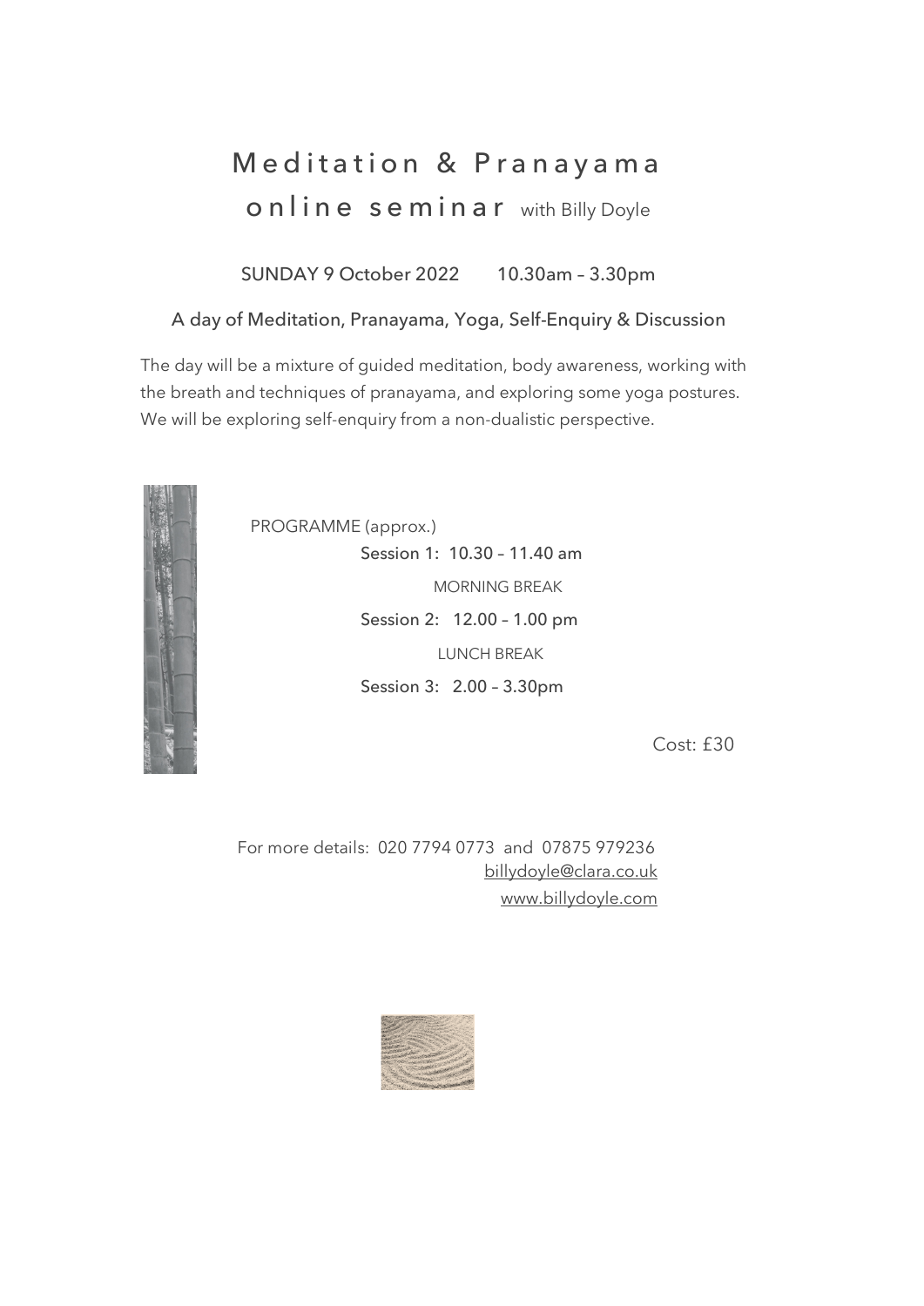# Meditation & Pranayama online seminar with Billy Doyle

SUNDAY 9 October 2022 10.30am – 3.30pm

## A day of Meditation, Pranayama, Yoga, Self-Enquiry & Discussion

The day will be a mixture of guided meditation, body awareness, working with the breath and techniques of pranayama, and exploring some yoga postures. We will be exploring self-enquiry from a non-dualistic perspective.

PROGRAMME (approx.)

Session 1: 10.30 – 11.40 am

MORNING BREAK

Session 2: 12.00 – 1.00 pm

LUNCH BREAK

Session 3: 2.00 – 3.30pm

Cost: £30

For more details: 020 7794 0773 and 07875 979236

billydoyle@clara.co.uk

www.billydoyle.com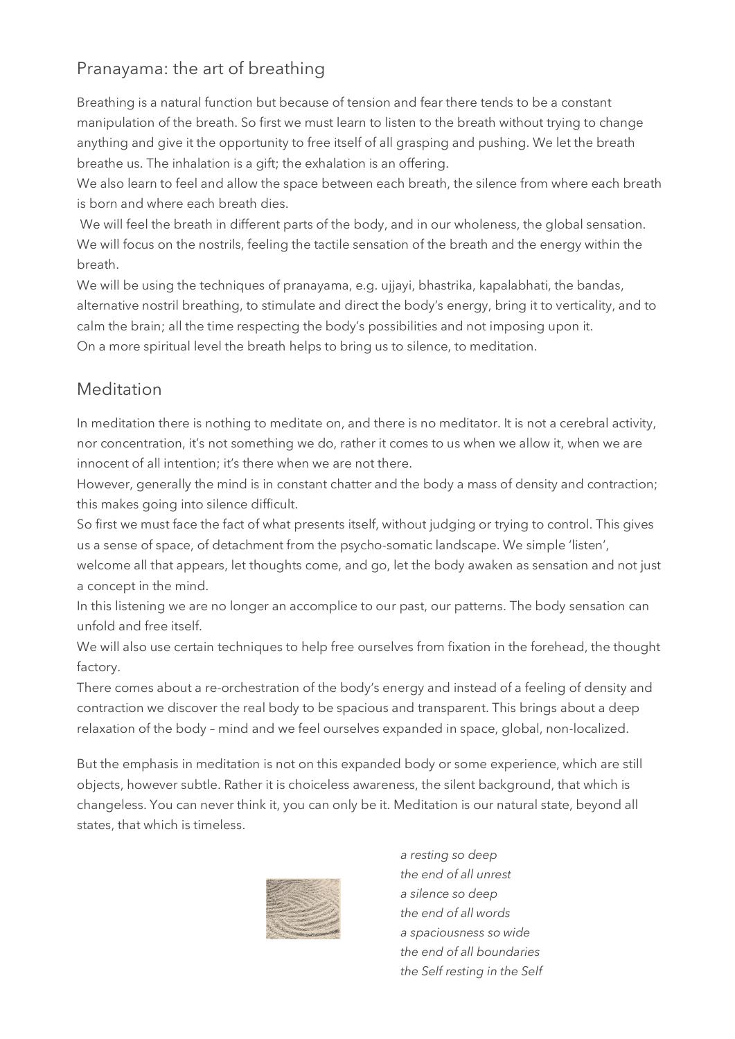## Pranayama: the art of breathing

Breathing is a natural function but because of tension and fear there tends to be a constant manipulation of the breath. So first we must learn to listen to the breath without trying to change anything and give it the opportunity to free itself of all grasping and pushing. We let the breath breathe us. The inhalation is a gift; the exhalation is an offering.

We also learn to feel and allow the space between each breath, the silence from where each breath is born and where each breath dies.

We will feel the breath in different parts of the body, and in our wholeness, the global sensation. We will focus on the nostrils, feeling the tactile sensation of the breath and the energy within the breath.

We will be using the techniques of pranayama, e.g. ujjayi, bhastrika, kapalabhati, the bandas, alternative nostril breathing, to stimulate and direct the body's energy, bring it to verticality, and to calm the brain; all the time respecting the body's possibilities and not imposing upon it.

On a more spiritual level the breath helps to bring us to silence, to meditation.

## Meditation

In meditation there is nothing to meditate on, and there is no meditator. It is not a cerebral activity, nor concentration, it's not something we do, rather it comes to us when we allow it, when we are innocent of all intention; it's there when we are not there.

However, generally the mind is in constant chatter and the body a mass of density and contraction; this makes going into silence difficult.

So first we must face the fact of what presents itself, without judging or trying to control. This gives us a sense of space, of detachment from the psycho-somatic landscape. We simple 'listen', welcome all that appears, let thoughts come, and go, let the body awaken as sensation and not just a concept in the mind.

In this listening we are no longer an accomplice to our past, our patterns. The body sensation can unfold and free itself.

We will also use certain techniques to help free ourselves from fixation in the forehead, the thought factory.

There comes about a re-orchestration of the body's energy and instead of a feeling of density and contraction we discover the real body to be spacious and transparent. This brings about a deep relaxation of the body – mind and we feel ourselves expanded in space, global, non-localized.

But the emphasis in meditation is not on this expanded body or some experience, which are still objects, however subtle. Rather it is choiceless awareness, the silent background, that which is changeless. You can never think it, you can only be it. Meditation is our natural state, beyond all states, that which is timeless.

*a resting so deep*
*the end of all unrest*
*a silence so deep*
*the end of all words*
*a spaciousness so wide*
*the end of all boundaries*
*the Self resting in the Self*